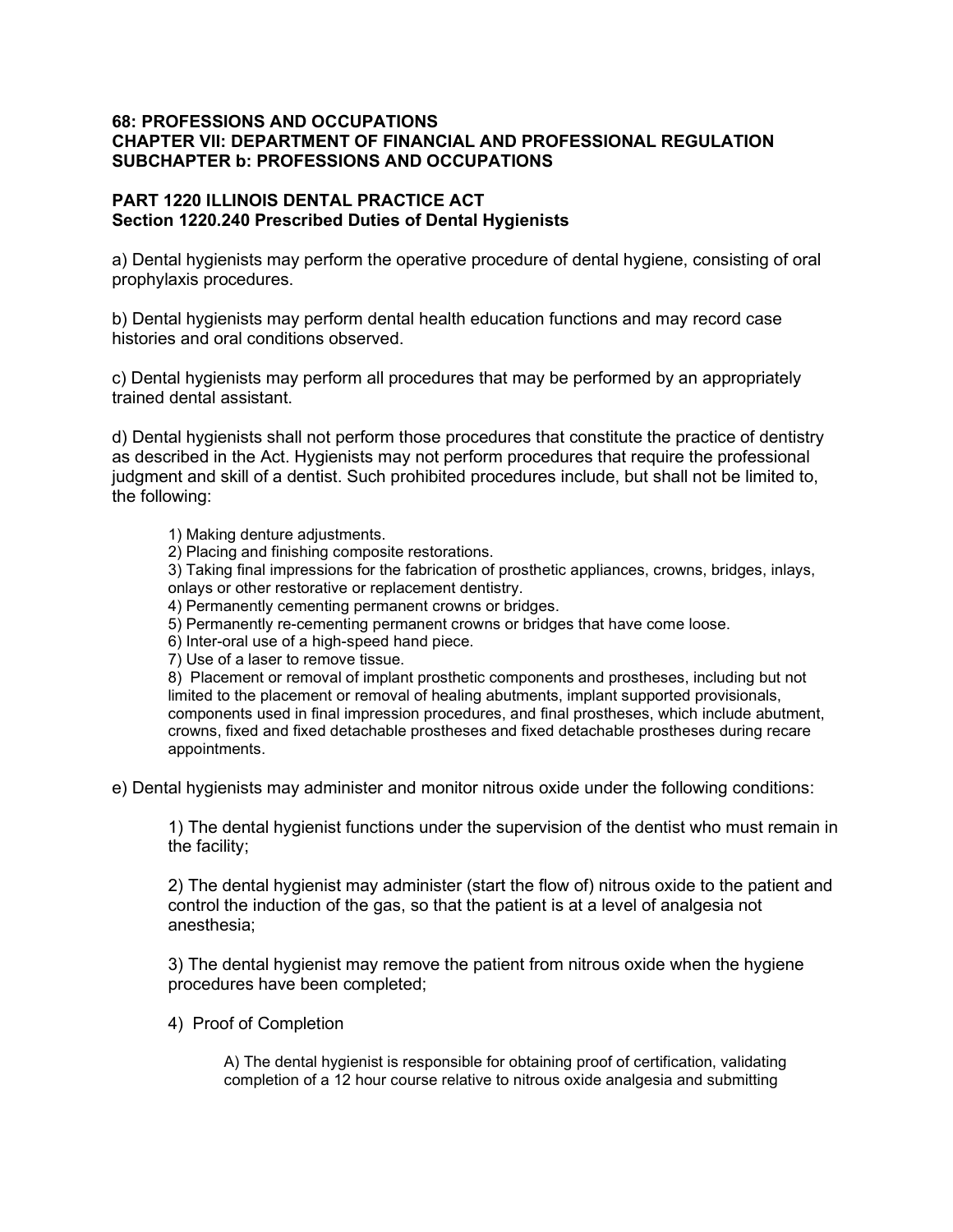**68: PROFESSIONS AND OCCUPATIONS**
**CHAPTER VII: DEPARTMENT OF FINANCIAL AND PROFESSIONAL REGULATION**
**SUBCHAPTER b: PROFESSIONS AND OCCUPATIONS**

**PART 1220 ILLINOIS DENTAL PRACTICE ACT**
**Section 1220.240 Prescribed Duties of Dental Hygienists**

a) Dental hygienists may perform the operative procedure of dental hygiene, consisting of oral prophylaxis procedures.

b) Dental hygienists may perform dental health education functions and may record case histories and oral conditions observed.

c) Dental hygienists may perform all procedures that may be performed by an appropriately trained dental assistant.

d) Dental hygienists shall not perform those procedures that constitute the practice of dentistry as described in the Act. Hygienists may not perform procedures that require the professional judgment and skill of a dentist. Such prohibited procedures include, but shall not be limited to, the following:

> 1) Making denture adjustments.
> 2) Placing and finishing composite restorations.
> 3) Taking final impressions for the fabrication of prosthetic appliances, crowns, bridges, inlays, onlays or other restorative or replacement dentistry.
> 4) Permanently cementing permanent crowns or bridges.
> 5) Permanently re-cementing permanent crowns or bridges that have come loose.
> 6) Inter-oral use of a high-speed hand piece.
> 7) Use of a laser to remove tissue.
> 8) Placement or removal of implant prosthetic components and prostheses, including but not limited to the placement or removal of healing abutments, implant supported provisionals, components used in final impression procedures, and final prostheses, which include abutment, crowns, fixed and fixed detachable prostheses and fixed detachable prostheses during recare appointments.

e) Dental hygienists may administer and monitor nitrous oxide under the following conditions:

> 1) The dental hygienist functions under the supervision of the dentist who must remain in the facility;
>
> 2) The dental hygienist may administer (start the flow of) nitrous oxide to the patient and control the induction of the gas, so that the patient is at a level of analgesia not anesthesia;
>
> 3) The dental hygienist may remove the patient from nitrous oxide when the hygiene procedures have been completed;
>
> 4) Proof of Completion
>
> > A) The dental hygienist is responsible for obtaining proof of certification, validating completion of a 12 hour course relative to nitrous oxide analgesia and submitting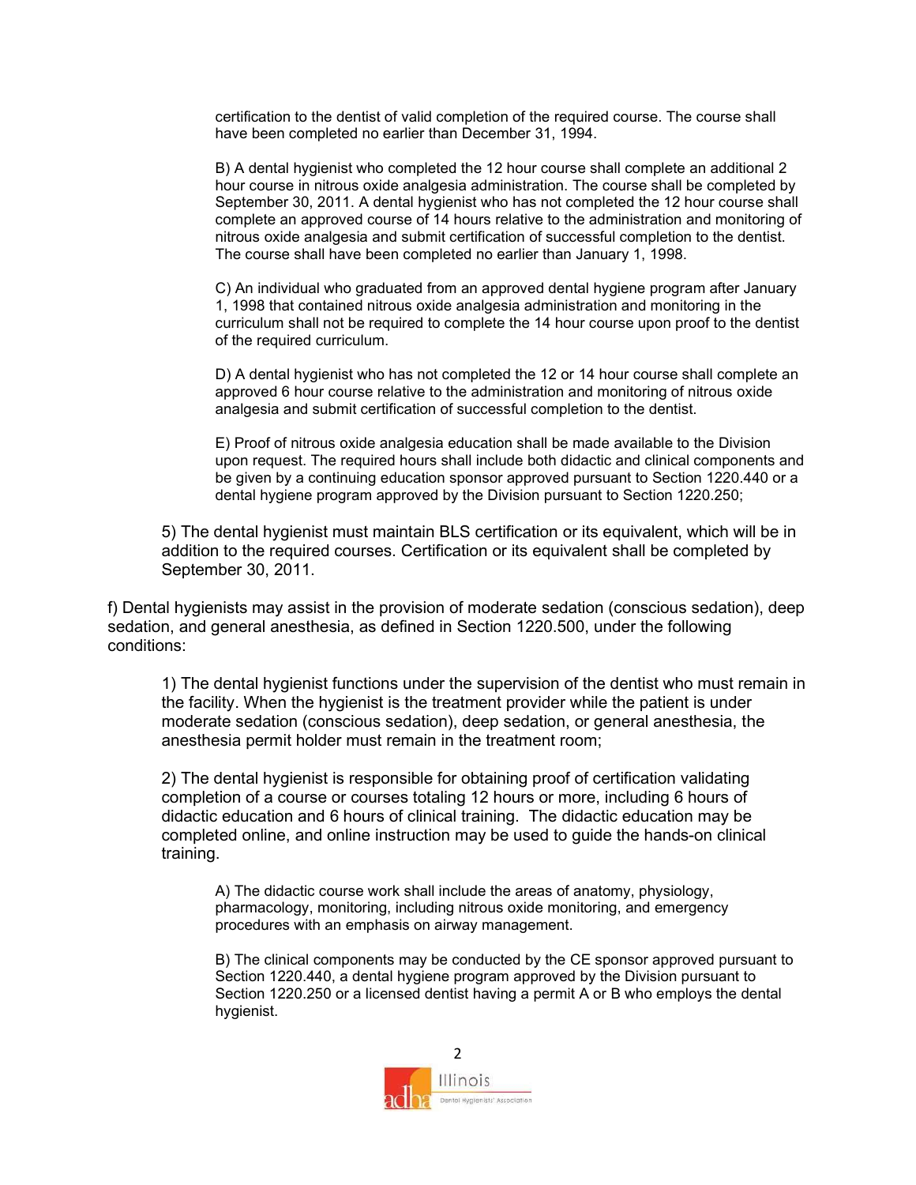certification to the dentist of valid completion of the required course. The course shall have been completed no earlier than December 31, 1994.

B) A dental hygienist who completed the 12 hour course shall complete an additional 2 hour course in nitrous oxide analgesia administration. The course shall be completed by September 30, 2011. A dental hygienist who has not completed the 12 hour course shall complete an approved course of 14 hours relative to the administration and monitoring of nitrous oxide analgesia and submit certification of successful completion to the dentist. The course shall have been completed no earlier than January 1, 1998.

C) An individual who graduated from an approved dental hygiene program after January 1, 1998 that contained nitrous oxide analgesia administration and monitoring in the curriculum shall not be required to complete the 14 hour course upon proof to the dentist of the required curriculum.

D) A dental hygienist who has not completed the 12 or 14 hour course shall complete an approved 6 hour course relative to the administration and monitoring of nitrous oxide analgesia and submit certification of successful completion to the dentist.

E) Proof of nitrous oxide analgesia education shall be made available to the Division upon request. The required hours shall include both didactic and clinical components and be given by a continuing education sponsor approved pursuant to Section 1220.440 or a dental hygiene program approved by the Division pursuant to Section 1220.250;

5) The dental hygienist must maintain BLS certification or its equivalent, which will be in addition to the required courses. Certification or its equivalent shall be completed by September 30, 2011.

f) Dental hygienists may assist in the provision of moderate sedation (conscious sedation), deep sedation, and general anesthesia, as defined in Section 1220.500, under the following conditions:

1) The dental hygienist functions under the supervision of the dentist who must remain in the facility. When the hygienist is the treatment provider while the patient is under moderate sedation (conscious sedation), deep sedation, or general anesthesia, the anesthesia permit holder must remain in the treatment room;

2) The dental hygienist is responsible for obtaining proof of certification validating completion of a course or courses totaling 12 hours or more, including 6 hours of didactic education and 6 hours of clinical training. The didactic education may be completed online, and online instruction may be used to guide the hands-on clinical training.

A) The didactic course work shall include the areas of anatomy, physiology, pharmacology, monitoring, including nitrous oxide monitoring, and emergency procedures with an emphasis on airway management.

B) The clinical components may be conducted by the CE sponsor approved pursuant to Section 1220.440, a dental hygiene program approved by the Division pursuant to Section 1220.250 or a licensed dentist having a permit A or B who employs the dental hygienist.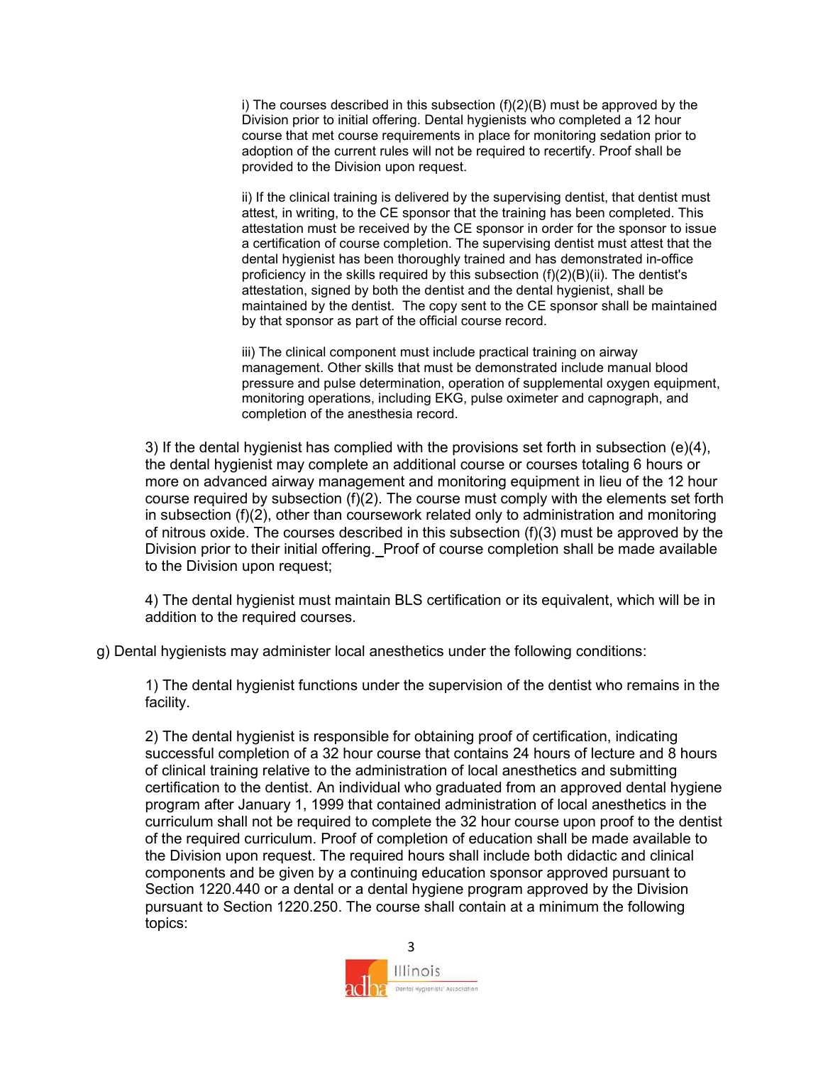i) The courses described in this subsection (f)(2)(B) must be approved by the Division prior to initial offering. Dental hygienists who completed a 12 hour course that met course requirements in place for monitoring sedation prior to adoption of the current rules will not be required to recertify. Proof shall be provided to the Division upon request.

ii) If the clinical training is delivered by the supervising dentist, that dentist must attest, in writing, to the CE sponsor that the training has been completed. This attestation must be received by the CE sponsor in order for the sponsor to issue a certification of course completion. The supervising dentist must attest that the dental hygienist has been thoroughly trained and has demonstrated in-office proficiency in the skills required by this subsection (f)(2)(B)(ii). The dentist's attestation, signed by both the dentist and the dental hygienist, shall be maintained by the dentist. The copy sent to the CE sponsor shall be maintained by that sponsor as part of the official course record.

iii) The clinical component must include practical training on airway management. Other skills that must be demonstrated include manual blood pressure and pulse determination, operation of supplemental oxygen equipment, monitoring operations, including EKG, pulse oximeter and capnograph, and completion of the anesthesia record.

3) If the dental hygienist has complied with the provisions set forth in subsection (e)(4), the dental hygienist may complete an additional course or courses totaling 6 hours or more on advanced airway management and monitoring equipment in lieu of the 12 hour course required by subsection (f)(2). The course must comply with the elements set forth in subsection (f)(2), other than coursework related only to administration and monitoring of nitrous oxide. The courses described in this subsection (f)(3) must be approved by the Division prior to their initial offering. Proof of course completion shall be made available to the Division upon request;

4) The dental hygienist must maintain BLS certification or its equivalent, which will be in addition to the required courses.

g) Dental hygienists may administer local anesthetics under the following conditions:

1) The dental hygienist functions under the supervision of the dentist who remains in the facility.

2) The dental hygienist is responsible for obtaining proof of certification, indicating successful completion of a 32 hour course that contains 24 hours of lecture and 8 hours of clinical training relative to the administration of local anesthetics and submitting certification to the dentist. An individual who graduated from an approved dental hygiene program after January 1, 1999 that contained administration of local anesthetics in the curriculum shall not be required to complete the 32 hour course upon proof to the dentist of the required curriculum. Proof of completion of education shall be made available to the Division upon request. The required hours shall include both didactic and clinical components and be given by a continuing education sponsor approved pursuant to Section 1220.440 or a dental or a dental hygiene program approved by the Division pursuant to Section 1220.250. The course shall contain at a minimum the following topics: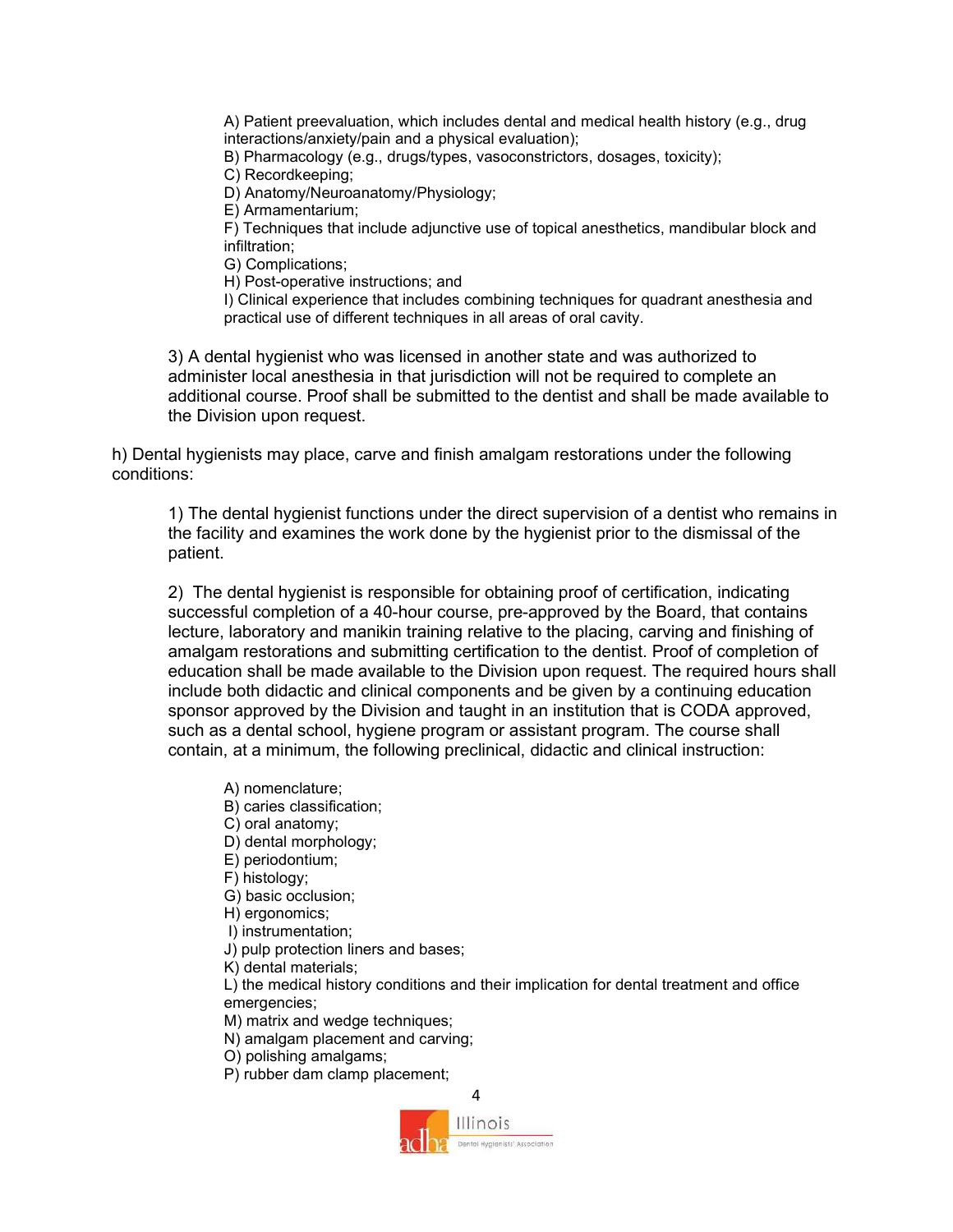A) Patient preevaluation, which includes dental and medical health history (e.g., drug interactions/anxiety/pain and a physical evaluation);
B) Pharmacology (e.g., drugs/types, vasoconstrictors, dosages, toxicity);
C) Recordkeeping;
D) Anatomy/Neuroanatomy/Physiology;
E) Armamentarium;
F) Techniques that include adjunctive use of topical anesthetics, mandibular block and infiltration;
G) Complications;
H) Post-operative instructions; and
I) Clinical experience that includes combining techniques for quadrant anesthesia and practical use of different techniques in all areas of oral cavity.

3) A dental hygienist who was licensed in another state and was authorized to administer local anesthesia in that jurisdiction will not be required to complete an additional course. Proof shall be submitted to the dentist and shall be made available to the Division upon request.

h) Dental hygienists may place, carve and finish amalgam restorations under the following conditions:

1) The dental hygienist functions under the direct supervision of a dentist who remains in the facility and examines the work done by the hygienist prior to the dismissal of the patient.

2) The dental hygienist is responsible for obtaining proof of certification, indicating successful completion of a 40-hour course, pre-approved by the Board, that contains lecture, laboratory and manikin training relative to the placing, carving and finishing of amalgam restorations and submitting certification to the dentist. Proof of completion of education shall be made available to the Division upon request. The required hours shall include both didactic and clinical components and be given by a continuing education sponsor approved by the Division and taught in an institution that is CODA approved, such as a dental school, hygiene program or assistant program. The course shall contain, at a minimum, the following preclinical, didactic and clinical instruction:

A) nomenclature;
B) caries classification;
C) oral anatomy;
D) dental morphology;
E) periodontium;
F) histology;
G) basic occlusion;
H) ergonomics;
I) instrumentation;
J) pulp protection liners and bases;
K) dental materials;
L) the medical history conditions and their implication for dental treatment and office emergencies;
M) matrix and wedge techniques;
N) amalgam placement and carving;
O) polishing amalgams;
P) rubber dam clamp placement;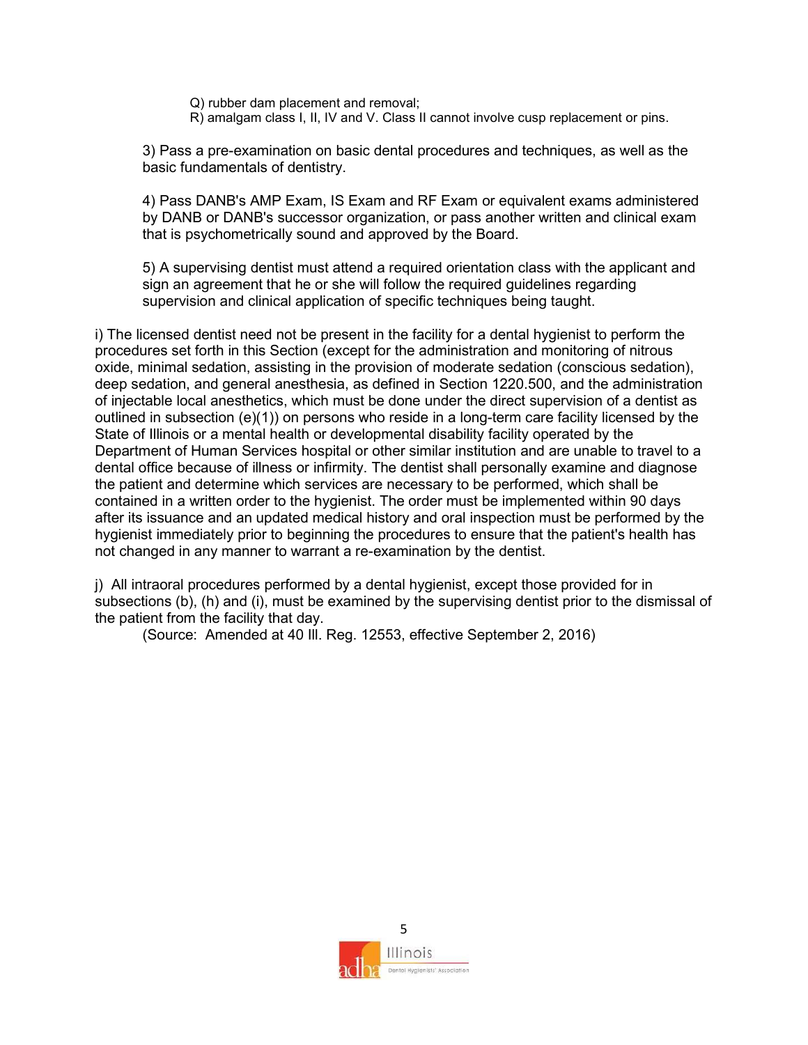Q) rubber dam placement and removal;
R) amalgam class I, II, IV and V. Class II cannot involve cusp replacement or pins.

3) Pass a pre-examination on basic dental procedures and techniques, as well as the basic fundamentals of dentistry.

4) Pass DANB's AMP Exam, IS Exam and RF Exam or equivalent exams administered by DANB or DANB's successor organization, or pass another written and clinical exam that is psychometrically sound and approved by the Board.

5) A supervising dentist must attend a required orientation class with the applicant and sign an agreement that he or she will follow the required guidelines regarding supervision and clinical application of specific techniques being taught.

i) The licensed dentist need not be present in the facility for a dental hygienist to perform the procedures set forth in this Section (except for the administration and monitoring of nitrous oxide, minimal sedation, assisting in the provision of moderate sedation (conscious sedation), deep sedation, and general anesthesia, as defined in Section 1220.500, and the administration of injectable local anesthetics, which must be done under the direct supervision of a dentist as outlined in subsection (e)(1)) on persons who reside in a long-term care facility licensed by the State of Illinois or a mental health or developmental disability facility operated by the Department of Human Services hospital or other similar institution and are unable to travel to a dental office because of illness or infirmity. The dentist shall personally examine and diagnose the patient and determine which services are necessary to be performed, which shall be contained in a written order to the hygienist. The order must be implemented within 90 days after its issuance and an updated medical history and oral inspection must be performed by the hygienist immediately prior to beginning the procedures to ensure that the patient's health has not changed in any manner to warrant a re-examination by the dentist.

j) All intraoral procedures performed by a dental hygienist, except those provided for in subsections (b), (h) and (i), must be examined by the supervising dentist prior to the dismissal of the patient from the facility that day.

(Source: Amended at 40 Ill. Reg. 12553, effective September 2, 2016)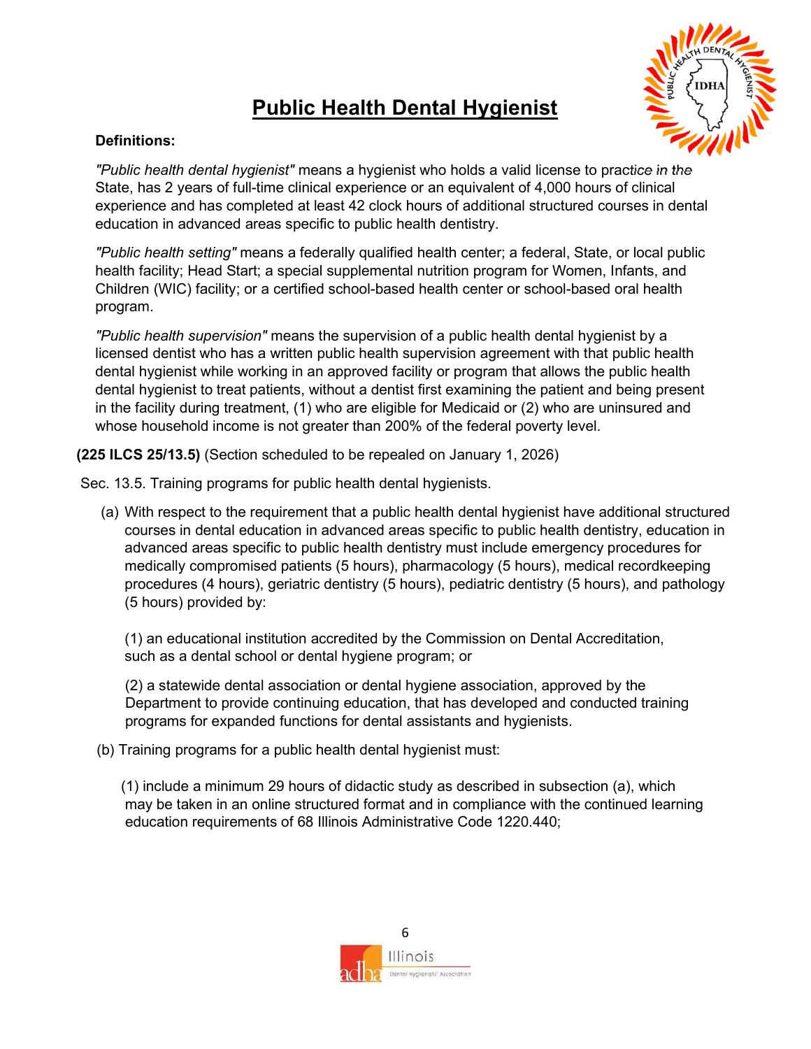# Public Health Dental Hygienist

**Definitions:**

*"Public health dental hygienist"* means a hygienist who holds a valid license to practice in the State, has 2 years of full-time clinical experience or an equivalent of 4,000 hours of clinical experience and has completed at least 42 clock hours of additional structured courses in dental education in advanced areas specific to public health dentistry.

*"Public health setting"* means a federally qualified health center; a federal, State, or local public health facility; Head Start; a special supplemental nutrition program for Women, Infants, and Children (WIC) facility; or a certified school-based health center or school-based oral health program.

*"Public health supervision"* means the supervision of a public health dental hygienist by a licensed dentist who has a written public health supervision agreement with that public health dental hygienist while working in an approved facility or program that allows the public health dental hygienist to treat patients, without a dentist first examining the patient and being present in the facility during treatment, (1) who are eligible for Medicaid or (2) who are uninsured and whose household income is not greater than 200% of the federal poverty level.

**(225 ILCS 25/13.5)** (Section scheduled to be repealed on January 1, 2026)

Sec. 13.5. Training programs for public health dental hygienists.

(a) With respect to the requirement that a public health dental hygienist have additional structured courses in dental education in advanced areas specific to public health dentistry, education in advanced areas specific to public health dentistry must include emergency procedures for medically compromised patients (5 hours), pharmacology (5 hours), medical recordkeeping procedures (4 hours), geriatric dentistry (5 hours), pediatric dentistry (5 hours), and pathology (5 hours) provided by:

(1) an educational institution accredited by the Commission on Dental Accreditation, such as a dental school or dental hygiene program; or

(2) a statewide dental association or dental hygiene association, approved by the Department to provide continuing education, that has developed and conducted training programs for expanded functions for dental assistants and hygienists.

(b) Training programs for a public health dental hygienist must:

(1) include a minimum 29 hours of didactic study as described in subsection (a), which may be taken in an online structured format and in compliance with the continued learning education requirements of 68 Illinois Administrative Code 1220.440;